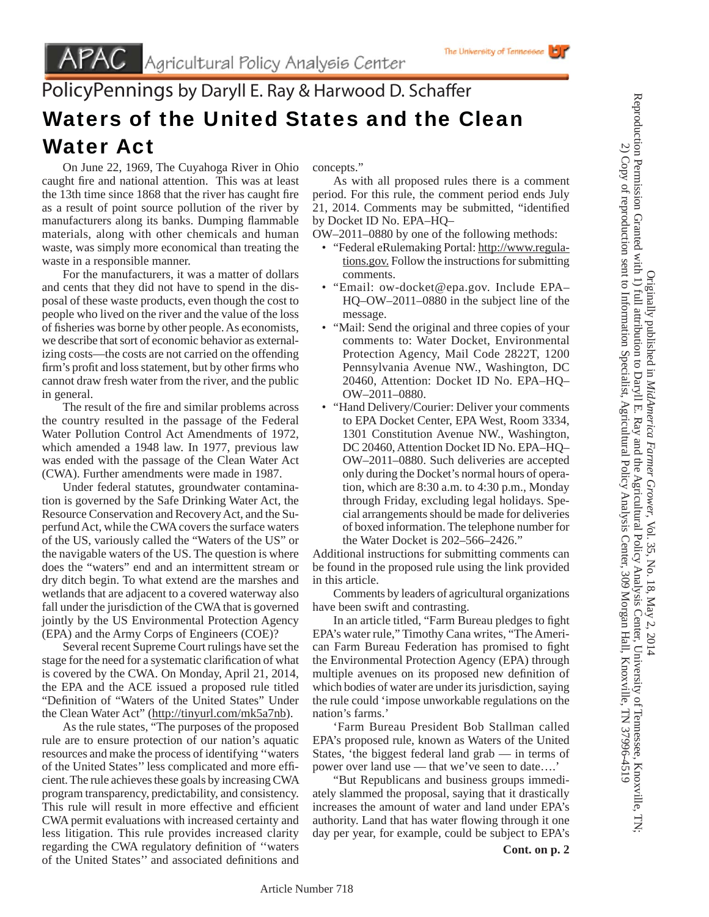# Agricultural Policy Analysis Center

PolicyPennings by Daryll E. Ray & Harwood D. Schaffer

## Waters of the United States and the Clean Water Act

On June 22, 1969, The Cuyahoga River in Ohio caught fire and national attention. This was at least the 13th time since 1868 that the river has caught fire as a result of point source pollution of the river by manufacturers along its banks. Dumping flammable materials, along with other chemicals and human waste, was simply more economical than treating the waste in a responsible manner.

For the manufacturers, it was a matter of dollars and cents that they did not have to spend in the disposal of these waste products, even though the cost to people who lived on the river and the value of the loss of fisheries was borne by other people. As economists, we describe that sort of economic behavior as externalizing costs—the costs are not carried on the offending firm's profit and loss statement, but by other firms who cannot draw fresh water from the river, and the public in general.

The result of the fire and similar problems across the country resulted in the passage of the Federal Water Pollution Control Act Amendments of 1972, which amended a 1948 law. In 1977, previous law was ended with the passage of the Clean Water Act (CWA). Further amendments were made in 1987.

Under federal statutes, groundwater contamination is governed by the Safe Drinking Water Act, the Resource Conservation and Recovery Act, and the Superfund Act, while the CWA covers the surface waters of the US, variously called the "Waters of the US" or the navigable waters of the US. The question is where does the "waters" end and an intermittent stream or dry ditch begin. To what extend are the marshes and wetlands that are adjacent to a covered waterway also fall under the jurisdiction of the CWA that is governed jointly by the US Environmental Protection Agency (EPA) and the Army Corps of Engineers (COE)?

Several recent Supreme Court rulings have set the stage for the need for a systematic clarification of what is covered by the CWA. On Monday, April 21, 2014, the EPA and the ACE issued a proposed rule titled "Definition of "Waters of the United States" Under the Clean Water Act" (http://tinyurl.com/mk5a7nb).

As the rule states, "The purposes of the proposed rule are to ensure protection of our nation's aquatic resources and make the process of identifying ''waters of the United States'' less complicated and more efficient. The rule achieves these goals by increasing CWA program transparency, predictability, and consistency. This rule will result in more effective and efficient CWA permit evaluations with increased certainty and less litigation. This rule provides increased clarity regarding the CWA regulatory definition of ''waters of the United States'' and associated definitions and concepts."

As with all proposed rules there is a comment period. For this rule, the comment period ends July 21, 2014. Comments may be submitted, "identified by Docket ID No. EPA–HQ–OW–2011–0880 by one of the following methods:

- "Federal eRulemaking Portal: http://www.regulations.gov. Follow the instructions for submitting comments.
- "Email: ow-docket@epa.gov. Include EPA–HQ–OW–2011–0880 in the subject line of the message.
- "Mail: Send the original and three copies of your comments to: Water Docket, Environmental Protection Agency, Mail Code 2822T, 1200 Pennsylvania Avenue NW., Washington, DC 20460, Attention: Docket ID No. EPA–HQ–OW–2011–0880.
- "Hand Delivery/Courier: Deliver your comments to EPA Docket Center, EPA West, Room 3334, 1301 Constitution Avenue NW., Washington, DC 20460, Attention Docket ID No. EPA–HQ–OW–2011–0880. Such deliveries are accepted only during the Docket's normal hours of operation, which are 8:30 a.m. to 4:30 p.m., Monday through Friday, excluding legal holidays. Special arrangements should be made for deliveries of boxed information. The telephone number for the Water Docket is 202–566–2426."

Additional instructions for submitting comments can be found in the proposed rule using the link provided in this article.

Comments by leaders of agricultural organizations have been swift and contrasting.

In an article titled, "Farm Bureau pledges to fight EPA's water rule," Timothy Cana writes, "The American Farm Bureau Federation has promised to fight the Environmental Protection Agency (EPA) through multiple avenues on its proposed new definition of which bodies of water are under its jurisdiction, saying the rule could 'impose unworkable regulations on the nation's farms.'

'Farm Bureau President Bob Stallman called EPA's proposed rule, known as Waters of the United States, 'the biggest federal land grab — in terms of power over land use — that we've seen to date….'

"But Republicans and business groups immediately slammed the proposal, saying that it drastically increases the amount of water and land under EPA's authority. Land that has water flowing through it one day per year, for example, could be subject to EPA's

**Cont. on p. 2**

Originally published in *MidAmerica Farmer Grower*, Vol. 35, No. 18, May 2, 2014

Reproduction Permission Granted with 1) full attribution to Daryll E. Ray and the Agricultural Policy Analysis Center, University of Tennessee, Knoxville, TN; 2) Copy of reproduction sent to Information Specialist, Agricultural Policy Analysis Center, 309 Morgan Hall, Knoxville, TN 37996-4519

Article Number 718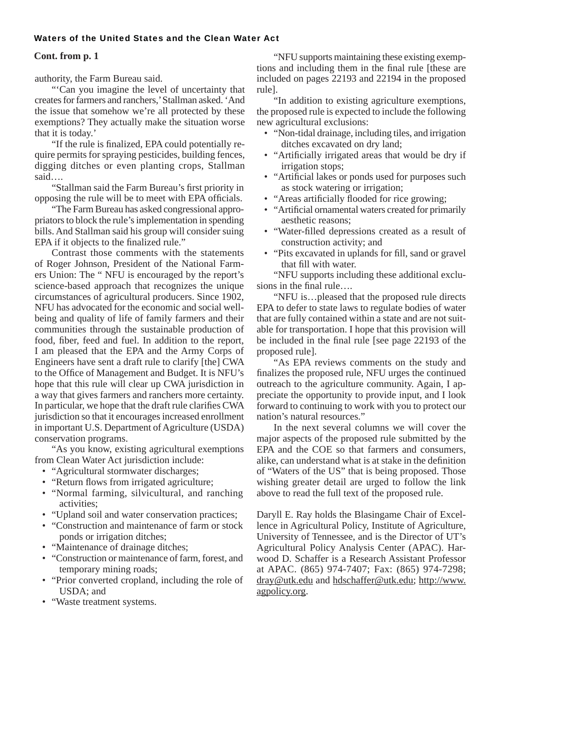**Cont. from p. 1**

authority, the Farm Bureau said.

"'Can you imagine the level of uncertainty that creates for farmers and ranchers,' Stallman asked. 'And the issue that somehow we're all protected by these exemptions? They actually make the situation worse that it is today.'

"If the rule is finalized, EPA could potentially require permits for spraying pesticides, building fences, digging ditches or even planting crops, Stallman said….

"Stallman said the Farm Bureau's first priority in opposing the rule will be to meet with EPA officials.

"The Farm Bureau has asked congressional appropriators to block the rule's implementation in spending bills. And Stallman said his group will consider suing EPA if it objects to the finalized rule."

Contrast those comments with the statements of Roger Johnson, President of the National Farmers Union: The " NFU is encouraged by the report's science-based approach that recognizes the unique circumstances of agricultural producers. Since 1902, NFU has advocated for the economic and social well-being and quality of life of family farmers and their communities through the sustainable production of food, fiber, feed and fuel. In addition to the report, I am pleased that the EPA and the Army Corps of Engineers have sent a draft rule to clarify [the] CWA to the Office of Management and Budget. It is NFU's hope that this rule will clear up CWA jurisdiction in a way that gives farmers and ranchers more certainty. In particular, we hope that the draft rule clarifies CWA jurisdiction so that it encourages increased enrollment in important U.S. Department of Agriculture (USDA) conservation programs.

"As you know, existing agricultural exemptions from Clean Water Act jurisdiction include:

- "Agricultural stormwater discharges;
- "Return flows from irrigated agriculture;
- "Normal farming, silvicultural, and ranching activities;
- "Upland soil and water conservation practices;
- "Construction and maintenance of farm or stock ponds or irrigation ditches;
- "Maintenance of drainage ditches;
- "Construction or maintenance of farm, forest, and temporary mining roads;
- "Prior converted cropland, including the role of USDA; and
- "Waste treatment systems.

"NFU supports maintaining these existing exemptions and including them in the final rule [these are included on pages 22193 and 22194 in the proposed rule].

"In addition to existing agriculture exemptions, the proposed rule is expected to include the following new agricultural exclusions:

- "Non-tidal drainage, including tiles, and irrigation ditches excavated on dry land;
- "Artificially irrigated areas that would be dry if irrigation stops;
- "Artificial lakes or ponds used for purposes such as stock watering or irrigation;
- "Areas artificially flooded for rice growing;
- "Artificial ornamental waters created for primarily aesthetic reasons;
- "Water-filled depressions created as a result of construction activity; and
- "Pits excavated in uplands for fill, sand or gravel that fill with water.

"NFU supports including these additional exclusions in the final rule….

"NFU is…pleased that the proposed rule directs EPA to defer to state laws to regulate bodies of water that are fully contained within a state and are not suitable for transportation. I hope that this provision will be included in the final rule [see page 22193 of the proposed rule].

"As EPA reviews comments on the study and finalizes the proposed rule, NFU urges the continued outreach to the agriculture community. Again, I appreciate the opportunity to provide input, and I look forward to continuing to work with you to protect our nation's natural resources."

In the next several columns we will cover the major aspects of the proposed rule submitted by the EPA and the COE so that farmers and consumers, alike, can understand what is at stake in the definition of "Waters of the US" that is being proposed. Those wishing greater detail are urged to follow the link above to read the full text of the proposed rule.

Daryll E. Ray holds the Blasingame Chair of Excellence in Agricultural Policy, Institute of Agriculture, University of Tennessee, and is the Director of UT's Agricultural Policy Analysis Center (APAC). Harwood D. Schaffer is a Research Assistant Professor at APAC. (865) 974-7407; Fax: (865) 974-7298; dray@utk.edu and hdschaffer@utk.edu; http://www.agpolicy.org.